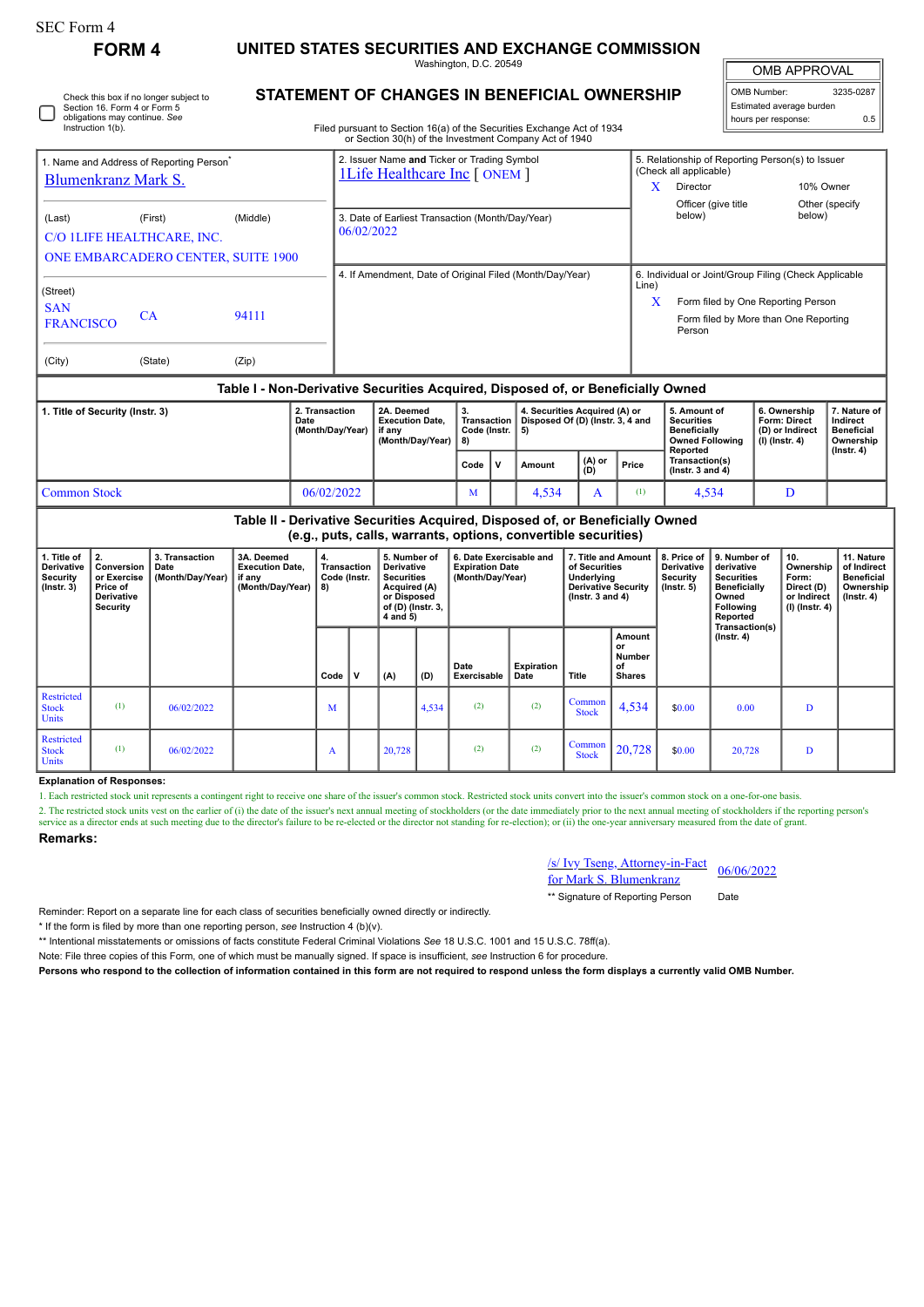SEC Form 4

# FORM 4

## UNITED STATES SECURITIES AND EXCHANGE COMMISSION

Washington, D.C. 20549

## STATEMENT OF CHANGES IN BENEFICIAL OWNERSHIP

Filed pursuant to Section 16(a) of the Securities Exchange Act of 1934 or Section 30(h) of the Investment Company Act of 1940

| OMB APPROVAL | |
|---|---|
| OMB Number: | 3235-0287 |
| Estimated average burden | |
| hours per response: | 0.5 |

☐ Check this box if no longer subject to Section 16. Form 4 or Form 5 obligations may continue. *See* Instruction 1(b).

| 1. Name and Address of Reporting Person* | 2. Issuer Name **and** Ticker or Trading Symbol | 5. Relationship of Reporting Person(s) to Issuer (Check all applicable) |
|---|---|---|
| Blumenkranz Mark S. | 1Life Healthcare Inc [ ONEM ] | X Director / 10% Owner / Officer (give title below) / Other (specify below) |
| (Last) (First) (Middle) C/O 1LIFE HEALTHCARE, INC. ONE EMBARCADERO CENTER, SUITE 1900 | 3. Date of Earliest Transaction (Month/Day/Year) 06/02/2022 | |
| (Street) SAN FRANCISCO CA 94111 (City) (State) (Zip) | 4. If Amendment, Date of Original Filed (Month/Day/Year) | 6. Individual or Joint/Group Filing (Check Applicable Line) X Form filed by One Reporting Person / Form filed by More than One Reporting Person |

### Table I - Non-Derivative Securities Acquired, Disposed of, or Beneficially Owned

| 1. Title of Security (Instr. 3) | 2. Transaction Date (Month/Day/Year) | 2A. Deemed Execution Date, if any (Month/Day/Year) | 3. Transaction Code (Instr. 8) | | 4. Securities Acquired (A) or Disposed Of (D) (Instr. 3, 4 and 5) | | | 5. Amount of Securities Beneficially Owned Following Reported Transaction(s) (Instr. 3 and 4) | 6. Ownership Form: Direct (D) or Indirect (I) (Instr. 4) | 7. Nature of Indirect Beneficial Ownership (Instr. 4) |
|---|---|---|---|---|---|---|---|---|---|---|
| | | | Code | V | Amount | (A) or (D) | Price | | | |
| Common Stock | 06/02/2022 | | M | | 4,534 | A | (1) | 4,534 | D | |

### Table II - Derivative Securities Acquired, Disposed of, or Beneficially Owned (e.g., puts, calls, warrants, options, convertible securities)

| 1. Title of Derivative Security (Instr. 3) | 2. Conversion or Exercise Price of Derivative Security | 3. Transaction Date (Month/Day/Year) | 3A. Deemed Execution Date, if any (Month/Day/Year) | 4. Transaction Code (Instr. 8) | | 5. Number of Derivative Securities Acquired (A) or Disposed of (D) (Instr. 3, 4 and 5) | | 6. Date Exercisable and Expiration Date (Month/Day/Year) | | 7. Title and Amount of Securities Underlying Derivative Security (Instr. 3 and 4) | | 8. Price of Derivative Security (Instr. 5) | 9. Number of derivative Securities Beneficially Owned Following Reported Transaction(s) (Instr. 4) | 10. Ownership Form: Direct (D) or Indirect (I) (Instr. 4) | 11. Nature of Indirect Beneficial Ownership (Instr. 4) |
|---|---|---|---|---|---|---|---|---|---|---|---|---|---|---|---|
| | | | | Code | V | (A) | (D) | Date Exercisable | Expiration Date | Title | Amount or Number of Shares | | | | |
| Restricted Stock Units | (1) | 06/02/2022 | | M | | | 4,534 | (2) | (2) | Common Stock | 4,534 | $0.00 | 0.00 | D | |
| Restricted Stock Units | (1) | 06/02/2022 | | A | | 20,728 | | (2) | (2) | Common Stock | 20,728 | $0.00 | 20,728 | D | |

**Explanation of Responses:**

1. Each restricted stock unit represents a contingent right to receive one share of the issuer's common stock. Restricted stock units convert into the issuer's common stock on a one-for-one basis.
2. The restricted stock units vest on the earlier of (i) the date of the issuer's next annual meeting of stockholders (or the date immediately prior to the next annual meeting of stockholders if the reporting person's service as a director ends at such meeting due to the director's failure to be re-elected or the director not standing for re-election); or (ii) the one-year anniversary measured from the date of grant.

**Remarks:**

/s/ Ivy Tseng, Attorney-in-Fact for Mark S. Blumenkranz — 06/06/2022

** Signature of Reporting Person — Date

Reminder: Report on a separate line for each class of securities beneficially owned directly or indirectly.

* If the form is filed by more than one reporting person, *see* Instruction 4 (b)(v).

** Intentional misstatements or omissions of facts constitute Federal Criminal Violations *See* 18 U.S.C. 1001 and 15 U.S.C. 78ff(a).

Note: File three copies of this Form, one of which must be manually signed. If space is insufficient, *see* Instruction 6 for procedure.

**Persons who respond to the collection of information contained in this form are not required to respond unless the form displays a currently valid OMB Number.**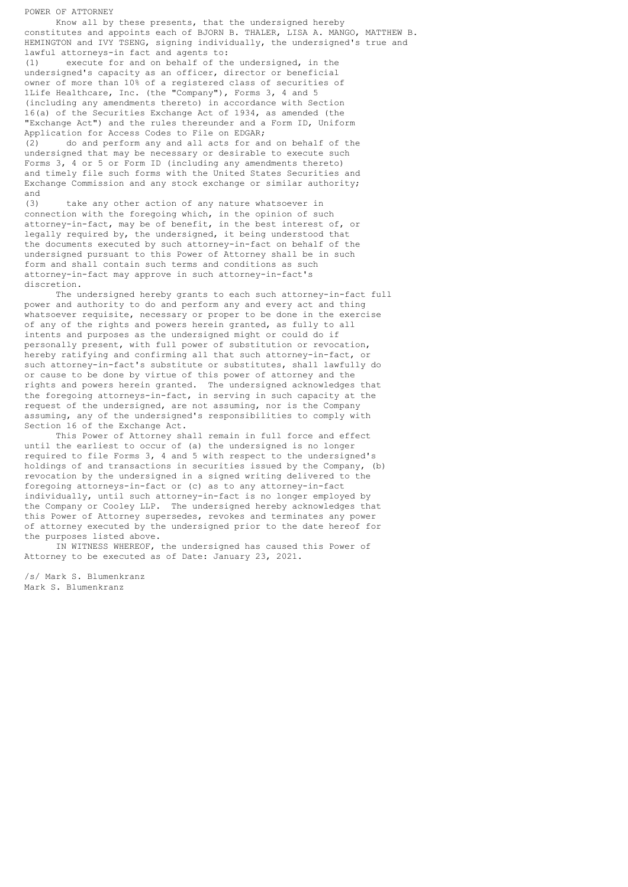# POWER OF ATTORNEY

Know all by these presents, that the undersigned hereby constitutes and appoints each of BJORN B. THALER, LISA A. MANGO, MATTHEW B. HEMINGTON and IVY TSENG, signing individually, the undersigned's true and lawful attorneys-in fact and agents to:

(1) execute for and on behalf of the undersigned, in the undersigned's capacity as an officer, director or beneficial owner of more than 10% of a registered class of securities of 1Life Healthcare, Inc. (the "Company"), Forms 3, 4 and 5 (including any amendments thereto) in accordance with Section 16(a) of the Securities Exchange Act of 1934, as amended (the "Exchange Act") and the rules thereunder and a Form ID, Uniform Application for Access Codes to File on EDGAR;

(2) do and perform any and all acts for and on behalf of the undersigned that may be necessary or desirable to execute such Forms 3, 4 or 5 or Form ID (including any amendments thereto) and timely file such forms with the United States Securities and Exchange Commission and any stock exchange or similar authority; and

(3) take any other action of any nature whatsoever in connection with the foregoing which, in the opinion of such attorney-in-fact, may be of benefit, in the best interest of, or legally required by, the undersigned, it being understood that the documents executed by such attorney-in-fact on behalf of the undersigned pursuant to this Power of Attorney shall be in such form and shall contain such terms and conditions as such attorney-in-fact may approve in such attorney-in-fact's discretion.

The undersigned hereby grants to each such attorney-in-fact full power and authority to do and perform any and every act and thing whatsoever requisite, necessary or proper to be done in the exercise of any of the rights and powers herein granted, as fully to all intents and purposes as the undersigned might or could do if personally present, with full power of substitution or revocation, hereby ratifying and confirming all that such attorney-in-fact, or such attorney-in-fact's substitute or substitutes, shall lawfully do or cause to be done by virtue of this power of attorney and the rights and powers herein granted. The undersigned acknowledges that the foregoing attorneys-in-fact, in serving in such capacity at the request of the undersigned, are not assuming, nor is the Company assuming, any of the undersigned's responsibilities to comply with Section 16 of the Exchange Act.

This Power of Attorney shall remain in full force and effect until the earliest to occur of (a) the undersigned is no longer required to file Forms 3, 4 and 5 with respect to the undersigned's holdings of and transactions in securities issued by the Company, (b) revocation by the undersigned in a signed writing delivered to the foregoing attorneys-in-fact or (c) as to any attorney-in-fact individually, until such attorney-in-fact is no longer employed by the Company or Cooley LLP. The undersigned hereby acknowledges that this Power of Attorney supersedes, revokes and terminates any power of attorney executed by the undersigned prior to the date hereof for the purposes listed above.

IN WITNESS WHEREOF, the undersigned has caused this Power of Attorney to be executed as of Date: January 23, 2021.

/s/ Mark S. Blumenkranz
Mark S. Blumenkranz